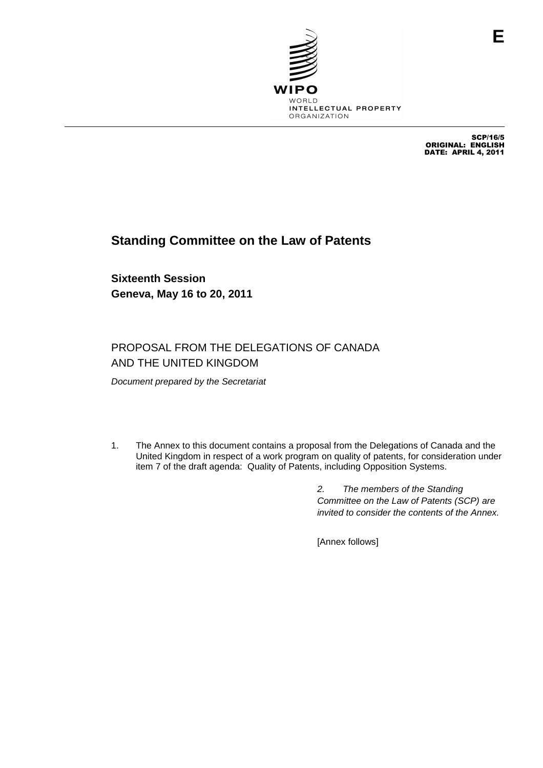E

WIPO
WORLD
INTELLECTUAL PROPERTY
ORGANIZATION

SCP/16/5
ORIGINAL: ENGLISH
DATE: APRIL 4, 2011

# Standing Committee on the Law of Patents

## Sixteenth Session
## Geneva, May 16 to 20, 2011

PROPOSAL FROM THE DELEGATIONS OF CANADA AND THE UNITED KINGDOM

*Document prepared by the Secretariat*

1. The Annex to this document contains a proposal from the Delegations of Canada and the United Kingdom in respect of a work program on quality of patents, for consideration under item 7 of the draft agenda: Quality of Patents, including Opposition Systems.

*2. The members of the Standing Committee on the Law of Patents (SCP) are invited to consider the contents of the Annex.*

[Annex follows]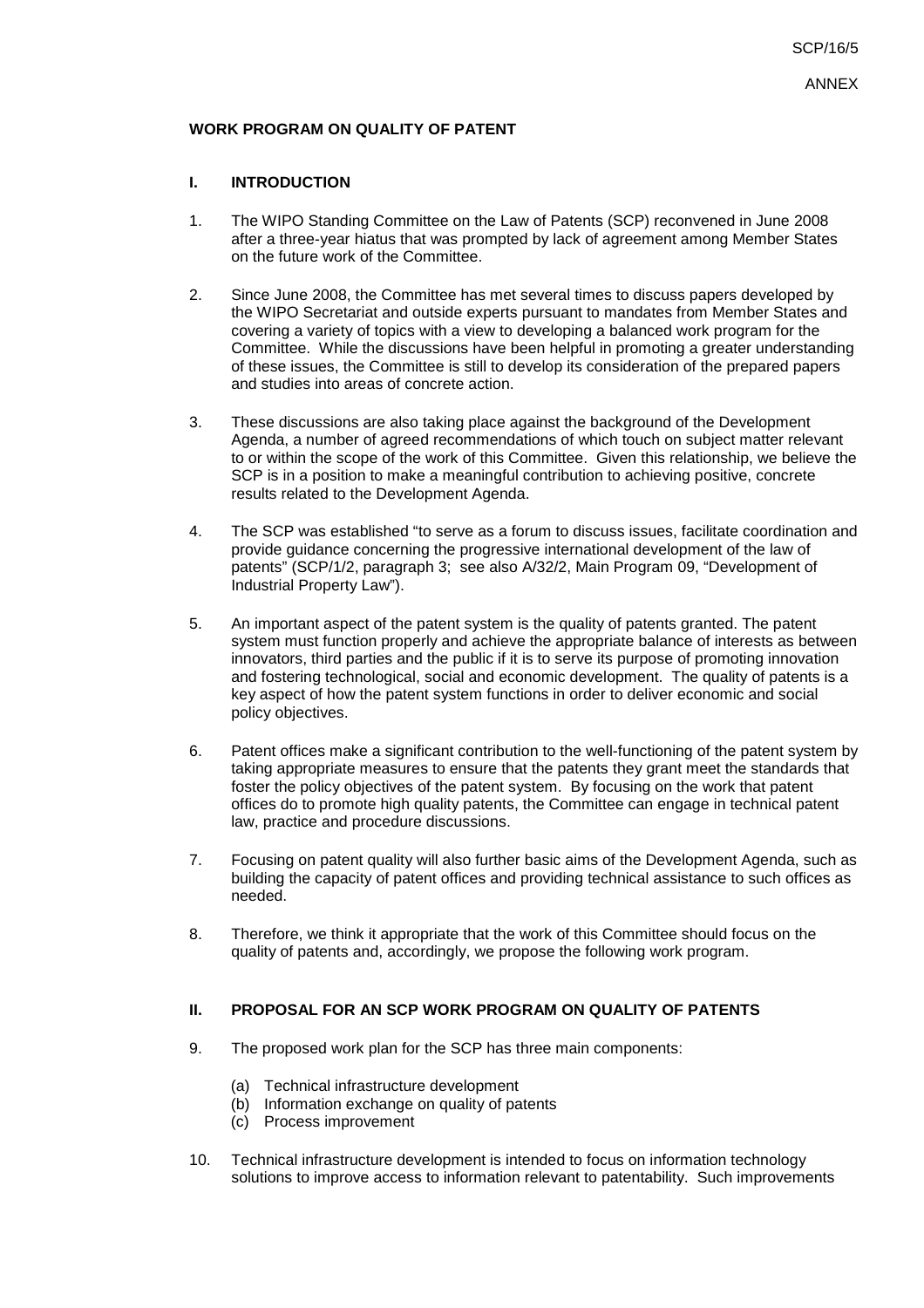**WORK PROGRAM ON QUALITY OF PATENT**

**I. INTRODUCTION**

1. The WIPO Standing Committee on the Law of Patents (SCP) reconvened in June 2008 after a three-year hiatus that was prompted by lack of agreement among Member States on the future work of the Committee.

2. Since June 2008, the Committee has met several times to discuss papers developed by the WIPO Secretariat and outside experts pursuant to mandates from Member States and covering a variety of topics with a view to developing a balanced work program for the Committee. While the discussions have been helpful in promoting a greater understanding of these issues, the Committee is still to develop its consideration of the prepared papers and studies into areas of concrete action.

3. These discussions are also taking place against the background of the Development Agenda, a number of agreed recommendations of which touch on subject matter relevant to or within the scope of the work of this Committee. Given this relationship, we believe the SCP is in a position to make a meaningful contribution to achieving positive, concrete results related to the Development Agenda.

4. The SCP was established "to serve as a forum to discuss issues, facilitate coordination and provide guidance concerning the progressive international development of the law of patents" (SCP/1/2, paragraph 3; see also A/32/2, Main Program 09, "Development of Industrial Property Law").

5. An important aspect of the patent system is the quality of patents granted. The patent system must function properly and achieve the appropriate balance of interests as between innovators, third parties and the public if it is to serve its purpose of promoting innovation and fostering technological, social and economic development. The quality of patents is a key aspect of how the patent system functions in order to deliver economic and social policy objectives.

6. Patent offices make a significant contribution to the well-functioning of the patent system by taking appropriate measures to ensure that the patents they grant meet the standards that foster the policy objectives of the patent system. By focusing on the work that patent offices do to promote high quality patents, the Committee can engage in technical patent law, practice and procedure discussions.

7. Focusing on patent quality will also further basic aims of the Development Agenda, such as building the capacity of patent offices and providing technical assistance to such offices as needed.

8. Therefore, we think it appropriate that the work of this Committee should focus on the quality of patents and, accordingly, we propose the following work program.

**II. PROPOSAL FOR AN SCP WORK PROGRAM ON QUALITY OF PATENTS**

9. The proposed work plan for the SCP has three main components:

   (a) Technical infrastructure development
   (b) Information exchange on quality of patents
   (c) Process improvement

10. Technical infrastructure development is intended to focus on information technology solutions to improve access to information relevant to patentability. Such improvements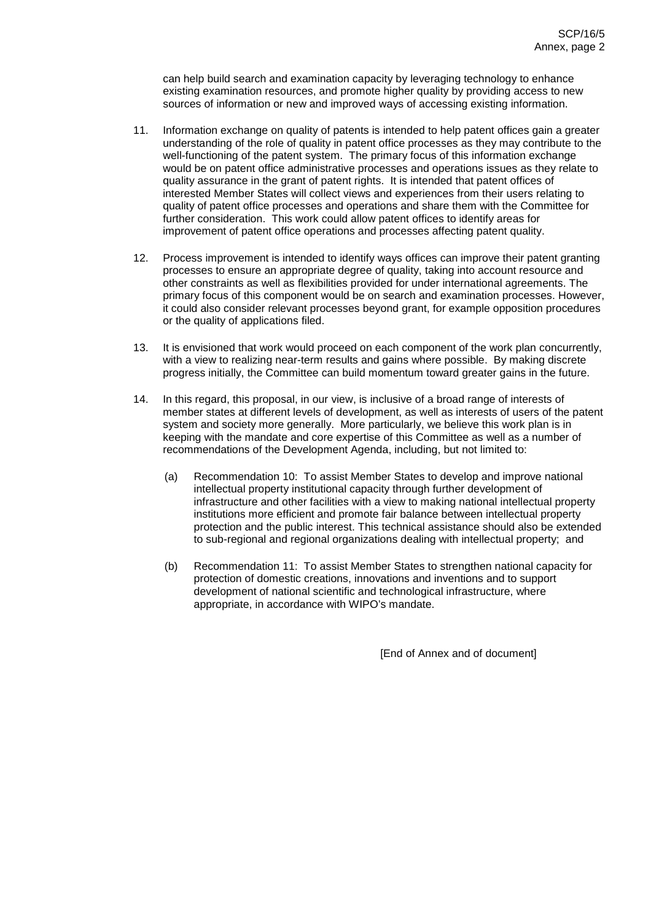can help build search and examination capacity by leveraging technology to enhance existing examination resources, and promote higher quality by providing access to new sources of information or new and improved ways of accessing existing information.

11. Information exchange on quality of patents is intended to help patent offices gain a greater understanding of the role of quality in patent office processes as they may contribute to the well-functioning of the patent system. The primary focus of this information exchange would be on patent office administrative processes and operations issues as they relate to quality assurance in the grant of patent rights. It is intended that patent offices of interested Member States will collect views and experiences from their users relating to quality of patent office processes and operations and share them with the Committee for further consideration. This work could allow patent offices to identify areas for improvement of patent office operations and processes affecting patent quality.

12. Process improvement is intended to identify ways offices can improve their patent granting processes to ensure an appropriate degree of quality, taking into account resource and other constraints as well as flexibilities provided for under international agreements. The primary focus of this component would be on search and examination processes. However, it could also consider relevant processes beyond grant, for example opposition procedures or the quality of applications filed.

13. It is envisioned that work would proceed on each component of the work plan concurrently, with a view to realizing near-term results and gains where possible. By making discrete progress initially, the Committee can build momentum toward greater gains in the future.

14. In this regard, this proposal, in our view, is inclusive of a broad range of interests of member states at different levels of development, as well as interests of users of the patent system and society more generally. More particularly, we believe this work plan is in keeping with the mandate and core expertise of this Committee as well as a number of recommendations of the Development Agenda, including, but not limited to:

    (a) Recommendation 10: To assist Member States to develop and improve national intellectual property institutional capacity through further development of infrastructure and other facilities with a view to making national intellectual property institutions more efficient and promote fair balance between intellectual property protection and the public interest. This technical assistance should also be extended to sub-regional and regional organizations dealing with intellectual property; and

    (b) Recommendation 11: To assist Member States to strengthen national capacity for protection of domestic creations, innovations and inventions and to support development of national scientific and technological infrastructure, where appropriate, in accordance with WIPO's mandate.

[End of Annex and of document]